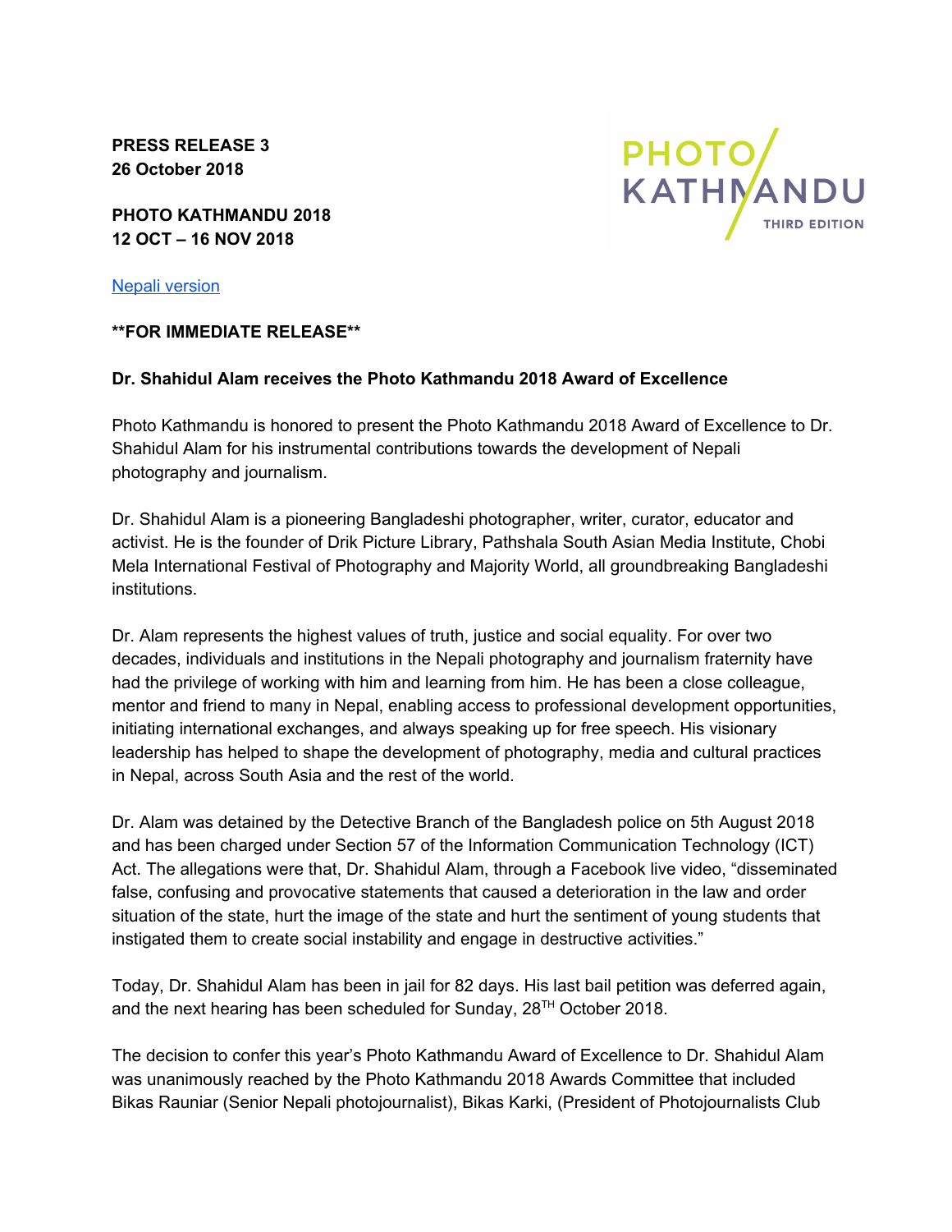**PRESS RELEASE 3**
**26 October 2018**

**PHOTO KATHMANDU 2018**
**12 OCT – 16 NOV 2018**

PHOTO KATHMANDU
THIRD EDITION

[Nepali version]

****FOR IMMEDIATE RELEASE****

**Dr. Shahidul Alam receives the Photo Kathmandu 2018 Award of Excellence**

Photo Kathmandu is honored to present the Photo Kathmandu 2018 Award of Excellence to Dr. Shahidul Alam for his instrumental contributions towards the development of Nepali photography and journalism.

Dr. Shahidul Alam is a pioneering Bangladeshi photographer, writer, curator, educator and activist. He is the founder of Drik Picture Library, Pathshala South Asian Media Institute, Chobi Mela International Festival of Photography and Majority World, all groundbreaking Bangladeshi institutions.

Dr. Alam represents the highest values of truth, justice and social equality. For over two decades, individuals and institutions in the Nepali photography and journalism fraternity have had the privilege of working with him and learning from him. He has been a close colleague, mentor and friend to many in Nepal, enabling access to professional development opportunities, initiating international exchanges, and always speaking up for free speech. His visionary leadership has helped to shape the development of photography, media and cultural practices in Nepal, across South Asia and the rest of the world.

Dr. Alam was detained by the Detective Branch of the Bangladesh police on 5th August 2018 and has been charged under Section 57 of the Information Communication Technology (ICT) Act. The allegations were that, Dr. Shahidul Alam, through a Facebook live video, "disseminated false, confusing and provocative statements that caused a deterioration in the law and order situation of the state, hurt the image of the state and hurt the sentiment of young students that instigated them to create social instability and engage in destructive activities."

Today, Dr. Shahidul Alam has been in jail for 82 days. His last bail petition was deferred again, and the next hearing has been scheduled for Sunday, 28TH October 2018.

The decision to confer this year's Photo Kathmandu Award of Excellence to Dr. Shahidul Alam was unanimously reached by the Photo Kathmandu 2018 Awards Committee that included Bikas Rauniar (Senior Nepali photojournalist), Bikas Karki, (President of Photojournalists Club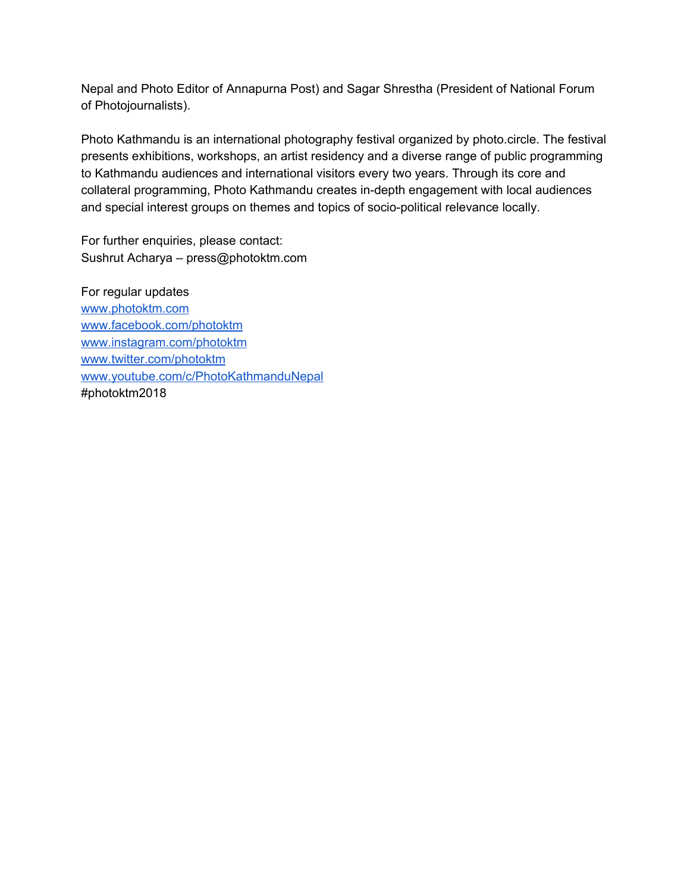Nepal and Photo Editor of Annapurna Post) and Sagar Shrestha (President of National Forum of Photojournalists).

Photo Kathmandu is an international photography festival organized by photo.circle. The festival presents exhibitions, workshops, an artist residency and a diverse range of public programming to Kathmandu audiences and international visitors every two years. Through its core and collateral programming, Photo Kathmandu creates in-depth engagement with local audiences and special interest groups on themes and topics of socio-political relevance locally.

For further enquiries, please contact:
Sushrut Acharya – press@photoktm.com

For regular updates
[www.photoktm.com](http://www.photoktm.com)
[www.facebook.com/photoktm](http://www.facebook.com/photoktm)
[www.instagram.com/photoktm](http://www.instagram.com/photoktm)
[www.twitter.com/photoktm](http://www.twitter.com/photoktm)
[www.youtube.com/c/PhotoKathmanduNepal](http://www.youtube.com/c/PhotoKathmanduNepal)
#photoktm2018